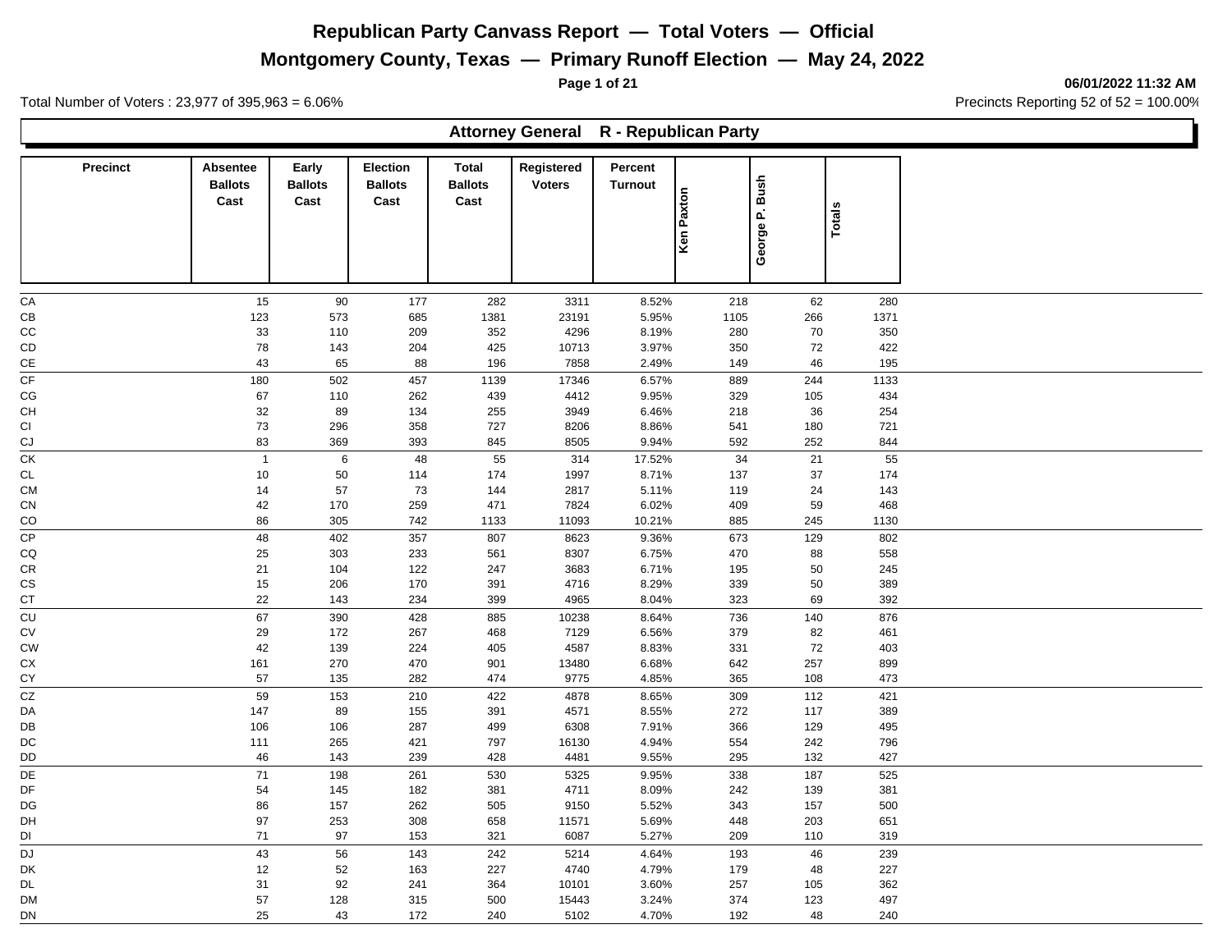# Republican Party Canvass Report — Total Voters — Official

## Montgomery County, Texas — Primary Runoff Election — May 24, 2022

06/01/2022 11:32 AM

Total Number of Voters : 23,977 of 395,963 = 6.06%

Precincts Reporting 52 of 52 = 100.00%

### Attorney General R - Republican Party

| Precinct | Absentee Ballots Cast | Early Ballots Cast | Election Ballots Cast | Total Ballots Cast | Registered Voters | Percent Turnout | Ken Paxton | George P. Bush | Totals |
|---|---|---|---|---|---|---|---|---|---|
| CA | 15 | 90 | 177 | 282 | 3311 | 8.52% | 218 | 62 | 280 |
| CB | 123 | 573 | 685 | 1381 | 23191 | 5.95% | 1105 | 266 | 1371 |
| CC | 33 | 110 | 209 | 352 | 4296 | 8.19% | 280 | 70 | 350 |
| CD | 78 | 143 | 204 | 425 | 10713 | 3.97% | 350 | 72 | 422 |
| CE | 43 | 65 | 88 | 196 | 7858 | 2.49% | 149 | 46 | 195 |
| CF | 180 | 502 | 457 | 1139 | 17346 | 6.57% | 889 | 244 | 1133 |
| CG | 67 | 110 | 262 | 439 | 4412 | 9.95% | 329 | 105 | 434 |
| CH | 32 | 89 | 134 | 255 | 3949 | 6.46% | 218 | 36 | 254 |
| CI | 73 | 296 | 358 | 727 | 8206 | 8.86% | 541 | 180 | 721 |
| CJ | 83 | 369 | 393 | 845 | 8505 | 9.94% | 592 | 252 | 844 |
| CK | 1 | 6 | 48 | 55 | 314 | 17.52% | 34 | 21 | 55 |
| CL | 10 | 50 | 114 | 174 | 1997 | 8.71% | 137 | 37 | 174 |
| CM | 14 | 57 | 73 | 144 | 2817 | 5.11% | 119 | 24 | 143 |
| CN | 42 | 170 | 259 | 471 | 7824 | 6.02% | 409 | 59 | 468 |
| CO | 86 | 305 | 742 | 1133 | 11093 | 10.21% | 885 | 245 | 1130 |
| CP | 48 | 402 | 357 | 807 | 8623 | 9.36% | 673 | 129 | 802 |
| CQ | 25 | 303 | 233 | 561 | 8307 | 6.75% | 470 | 88 | 558 |
| CR | 21 | 104 | 122 | 247 | 3683 | 6.71% | 195 | 50 | 245 |
| CS | 15 | 206 | 170 | 391 | 4716 | 8.29% | 339 | 50 | 389 |
| CT | 22 | 143 | 234 | 399 | 4965 | 8.04% | 323 | 69 | 392 |
| CU | 67 | 390 | 428 | 885 | 10238 | 8.64% | 736 | 140 | 876 |
| CV | 29 | 172 | 267 | 468 | 7129 | 6.56% | 379 | 82 | 461 |
| CW | 42 | 139 | 224 | 405 | 4587 | 8.83% | 331 | 72 | 403 |
| CX | 161 | 270 | 470 | 901 | 13480 | 6.68% | 642 | 257 | 899 |
| CY | 57 | 135 | 282 | 474 | 9775 | 4.85% | 365 | 108 | 473 |
| CZ | 59 | 153 | 210 | 422 | 4878 | 8.65% | 309 | 112 | 421 |
| DA | 147 | 89 | 155 | 391 | 4571 | 8.55% | 272 | 117 | 389 |
| DB | 106 | 106 | 287 | 499 | 6308 | 7.91% | 366 | 129 | 495 |
| DC | 111 | 265 | 421 | 797 | 16130 | 4.94% | 554 | 242 | 796 |
| DD | 46 | 143 | 239 | 428 | 4481 | 9.55% | 295 | 132 | 427 |
| DE | 71 | 198 | 261 | 530 | 5325 | 9.95% | 338 | 187 | 525 |
| DF | 54 | 145 | 182 | 381 | 4711 | 8.09% | 242 | 139 | 381 |
| DG | 86 | 157 | 262 | 505 | 9150 | 5.52% | 343 | 157 | 500 |
| DH | 97 | 253 | 308 | 658 | 11571 | 5.69% | 448 | 203 | 651 |
| DI | 71 | 97 | 153 | 321 | 6087 | 5.27% | 209 | 110 | 319 |
| DJ | 43 | 56 | 143 | 242 | 5214 | 4.64% | 193 | 46 | 239 |
| DK | 12 | 52 | 163 | 227 | 4740 | 4.79% | 179 | 48 | 227 |
| DL | 31 | 92 | 241 | 364 | 10101 | 3.60% | 257 | 105 | 362 |
| DM | 57 | 128 | 315 | 500 | 15443 | 3.24% | 374 | 123 | 497 |
| DN | 25 | 43 | 172 | 240 | 5102 | 4.70% | 192 | 48 | 240 |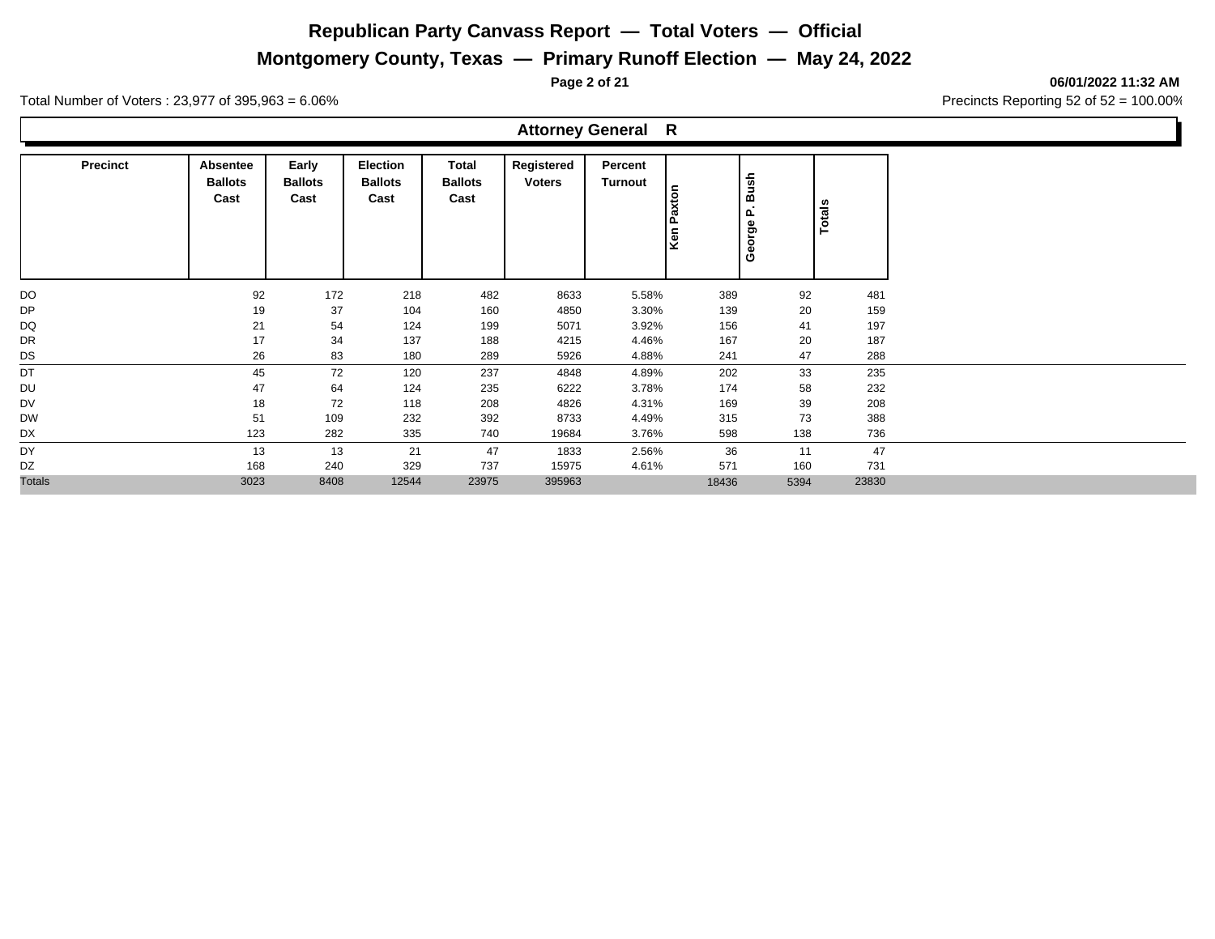# Republican Party Canvass Report — Total Voters — Official

## Montgomery County, Texas — Primary Runoff Election — May 24, 2022

06/01/2022 11:32 AM

Total Number of Voters : 23,977 of 395,963 = 6.06%

Precincts Reporting 52 of 52 = 100.00%

### Attorney General R

| Precinct | Absentee Ballots Cast | Early Ballots Cast | Election Ballots Cast | Total Ballots Cast | Registered Voters | Percent Turnout | Ken Paxton | George P. Bush | Totals |
|---|---|---|---|---|---|---|---|---|---|
| DO | 92 | 172 | 218 | 482 | 8633 | 5.58% | 389 | 92 | 481 |
| DP | 19 | 37 | 104 | 160 | 4850 | 3.30% | 139 | 20 | 159 |
| DQ | 21 | 54 | 124 | 199 | 5071 | 3.92% | 156 | 41 | 197 |
| DR | 17 | 34 | 137 | 188 | 4215 | 4.46% | 167 | 20 | 187 |
| DS | 26 | 83 | 180 | 289 | 5926 | 4.88% | 241 | 47 | 288 |
| DT | 45 | 72 | 120 | 237 | 4848 | 4.89% | 202 | 33 | 235 |
| DU | 47 | 64 | 124 | 235 | 6222 | 3.78% | 174 | 58 | 232 |
| DV | 18 | 72 | 118 | 208 | 4826 | 4.31% | 169 | 39 | 208 |
| DW | 51 | 109 | 232 | 392 | 8733 | 4.49% | 315 | 73 | 388 |
| DX | 123 | 282 | 335 | 740 | 19684 | 3.76% | 598 | 138 | 736 |
| DY | 13 | 13 | 21 | 47 | 1833 | 2.56% | 36 | 11 | 47 |
| DZ | 168 | 240 | 329 | 737 | 15975 | 4.61% | 571 | 160 | 731 |
| Totals | 3023 | 8408 | 12544 | 23975 | 395963 | | 18436 | 5394 | 23830 |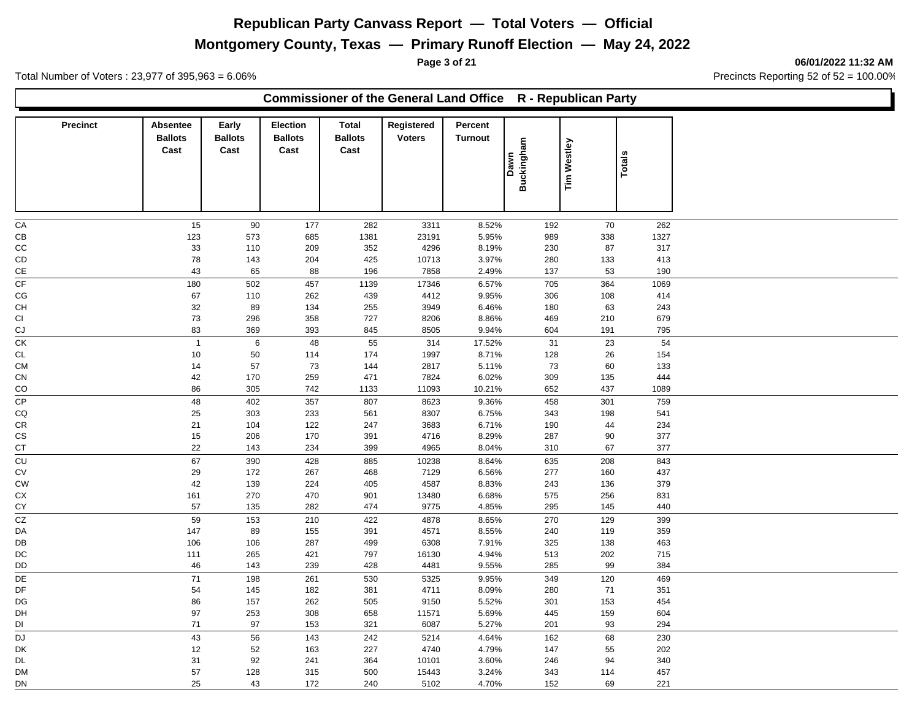# Republican Party Canvass Report — Total Voters — Official

## Montgomery County, Texas — Primary Runoff Election — May 24, 2022

06/01/2022 11:32 AM

Total Number of Voters : 23,977 of 395,963 = 6.06%

Precincts Reporting 52 of 52 = 100.00%

### Commissioner of the General Land Office R - Republican Party

| Precinct | Absentee Ballots Cast | Early Ballots Cast | Election Ballots Cast | Total Ballots Cast | Registered Voters | Percent Turnout | Dawn Buckingham | Tim Westley | Totals |
|---|---|---|---|---|---|---|---|---|---|
| CA | 15 | 90 | 177 | 282 | 3311 | 8.52% | 192 | 70 | 262 |
| CB | 123 | 573 | 685 | 1381 | 23191 | 5.95% | 989 | 338 | 1327 |
| CC | 33 | 110 | 209 | 352 | 4296 | 8.19% | 230 | 87 | 317 |
| CD | 78 | 143 | 204 | 425 | 10713 | 3.97% | 280 | 133 | 413 |
| CE | 43 | 65 | 88 | 196 | 7858 | 2.49% | 137 | 53 | 190 |
| CF | 180 | 502 | 457 | 1139 | 17346 | 6.57% | 705 | 364 | 1069 |
| CG | 67 | 110 | 262 | 439 | 4412 | 9.95% | 306 | 108 | 414 |
| CH | 32 | 89 | 134 | 255 | 3949 | 6.46% | 180 | 63 | 243 |
| CI | 73 | 296 | 358 | 727 | 8206 | 8.86% | 469 | 210 | 679 |
| CJ | 83 | 369 | 393 | 845 | 8505 | 9.94% | 604 | 191 | 795 |
| CK | 1 | 6 | 48 | 55 | 314 | 17.52% | 31 | 23 | 54 |
| CL | 10 | 50 | 114 | 174 | 1997 | 8.71% | 128 | 26 | 154 |
| CM | 14 | 57 | 73 | 144 | 2817 | 5.11% | 73 | 60 | 133 |
| CN | 42 | 170 | 259 | 471 | 7824 | 6.02% | 309 | 135 | 444 |
| CO | 86 | 305 | 742 | 1133 | 11093 | 10.21% | 652 | 437 | 1089 |
| CP | 48 | 402 | 357 | 807 | 8623 | 9.36% | 458 | 301 | 759 |
| CQ | 25 | 303 | 233 | 561 | 8307 | 6.75% | 343 | 198 | 541 |
| CR | 21 | 104 | 122 | 247 | 3683 | 6.71% | 190 | 44 | 234 |
| CS | 15 | 206 | 170 | 391 | 4716 | 8.29% | 287 | 90 | 377 |
| CT | 22 | 143 | 234 | 399 | 4965 | 8.04% | 310 | 67 | 377 |
| CU | 67 | 390 | 428 | 885 | 10238 | 8.64% | 635 | 208 | 843 |
| CV | 29 | 172 | 267 | 468 | 7129 | 6.56% | 277 | 160 | 437 |
| CW | 42 | 139 | 224 | 405 | 4587 | 8.83% | 243 | 136 | 379 |
| CX | 161 | 270 | 470 | 901 | 13480 | 6.68% | 575 | 256 | 831 |
| CY | 57 | 135 | 282 | 474 | 9775 | 4.85% | 295 | 145 | 440 |
| CZ | 59 | 153 | 210 | 422 | 4878 | 8.65% | 270 | 129 | 399 |
| DA | 147 | 89 | 155 | 391 | 4571 | 8.55% | 240 | 119 | 359 |
| DB | 106 | 106 | 287 | 499 | 6308 | 7.91% | 325 | 138 | 463 |
| DC | 111 | 265 | 421 | 797 | 16130 | 4.94% | 513 | 202 | 715 |
| DD | 46 | 143 | 239 | 428 | 4481 | 9.55% | 285 | 99 | 384 |
| DE | 71 | 198 | 261 | 530 | 5325 | 9.95% | 349 | 120 | 469 |
| DF | 54 | 145 | 182 | 381 | 4711 | 8.09% | 280 | 71 | 351 |
| DG | 86 | 157 | 262 | 505 | 9150 | 5.52% | 301 | 153 | 454 |
| DH | 97 | 253 | 308 | 658 | 11571 | 5.69% | 445 | 159 | 604 |
| DI | 71 | 97 | 153 | 321 | 6087 | 5.27% | 201 | 93 | 294 |
| DJ | 43 | 56 | 143 | 242 | 5214 | 4.64% | 162 | 68 | 230 |
| DK | 12 | 52 | 163 | 227 | 4740 | 4.79% | 147 | 55 | 202 |
| DL | 31 | 92 | 241 | 364 | 10101 | 3.60% | 246 | 94 | 340 |
| DM | 57 | 128 | 315 | 500 | 15443 | 3.24% | 343 | 114 | 457 |
| DN | 25 | 43 | 172 | 240 | 5102 | 4.70% | 152 | 69 | 221 |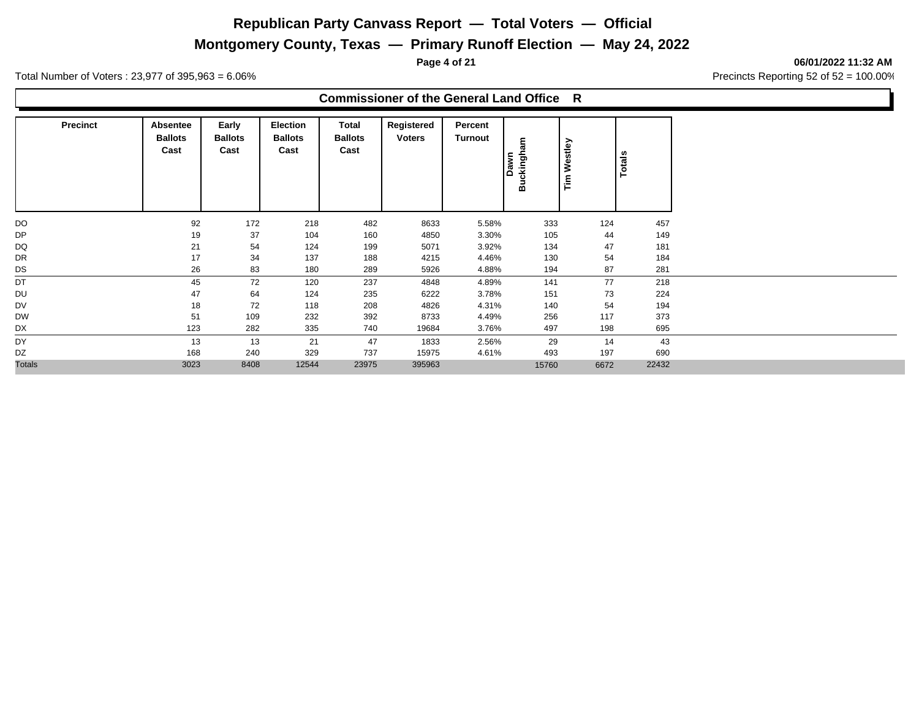# Republican Party Canvass Report — Total Voters — Official

## Montgomery County, Texas — Primary Runoff Election — May 24, 2022

**06/01/2022 11:32 AM**

Total Number of Voters : 23,977 of 395,963 = 6.06%

Precincts Reporting 52 of 52 = 100.00%

### Commissioner of the General Land Office R

| Precinct | Absentee Ballots Cast | Early Ballots Cast | Election Ballots Cast | Total Ballots Cast | Registered Voters | Percent Turnout | Dawn Buckingham | Tim Westley | Totals |
|---|---|---|---|---|---|---|---|---|---|
| DO | 92 | 172 | 218 | 482 | 8633 | 5.58% | 333 | 124 | 457 |
| DP | 19 | 37 | 104 | 160 | 4850 | 3.30% | 105 | 44 | 149 |
| DQ | 21 | 54 | 124 | 199 | 5071 | 3.92% | 134 | 47 | 181 |
| DR | 17 | 34 | 137 | 188 | 4215 | 4.46% | 130 | 54 | 184 |
| DS | 26 | 83 | 180 | 289 | 5926 | 4.88% | 194 | 87 | 281 |
| DT | 45 | 72 | 120 | 237 | 4848 | 4.89% | 141 | 77 | 218 |
| DU | 47 | 64 | 124 | 235 | 6222 | 3.78% | 151 | 73 | 224 |
| DV | 18 | 72 | 118 | 208 | 4826 | 4.31% | 140 | 54 | 194 |
| DW | 51 | 109 | 232 | 392 | 8733 | 4.49% | 256 | 117 | 373 |
| DX | 123 | 282 | 335 | 740 | 19684 | 3.76% | 497 | 198 | 695 |
| DY | 13 | 13 | 21 | 47 | 1833 | 2.56% | 29 | 14 | 43 |
| DZ | 168 | 240 | 329 | 737 | 15975 | 4.61% | 493 | 197 | 690 |
| Totals | 3023 | 8408 | 12544 | 23975 | 395963 | | 15760 | 6672 | 22432 |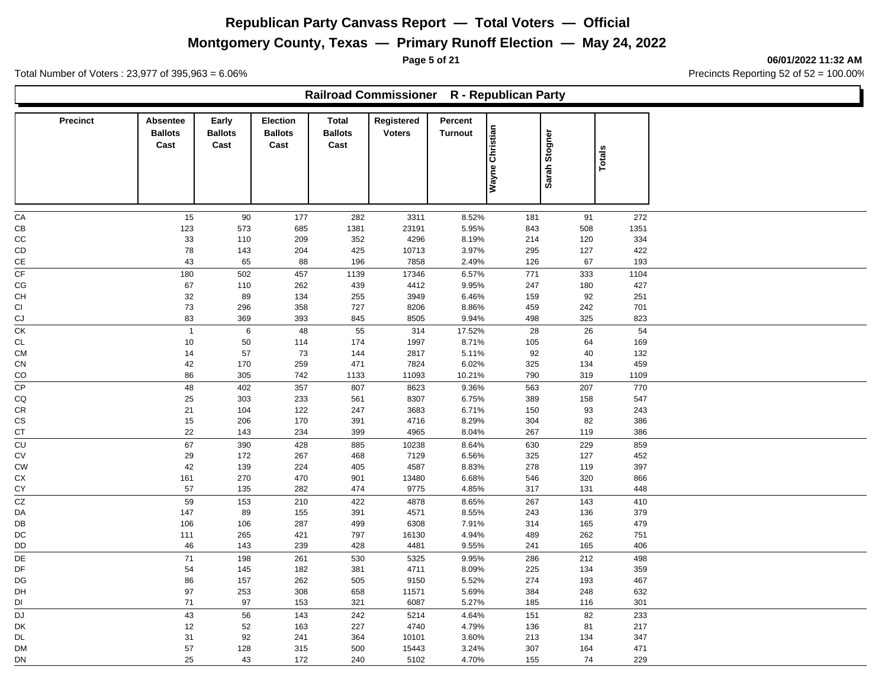# Republican Party Canvass Report — Total Voters — Official

## Montgomery County, Texas — Primary Runoff Election — May 24, 2022

06/01/2022 11:32 AM

Total Number of Voters : 23,977 of 395,963 = 6.06%

Precincts Reporting 52 of 52 = 100.00%

### Railroad Commissioner R - Republican Party

| Precinct | Absentee Ballots Cast | Early Ballots Cast | Election Ballots Cast | Total Ballots Cast | Registered Voters | Percent Turnout | Wayne Christian | Sarah Stogner | Totals |
|---|---|---|---|---|---|---|---|---|---|
| CA | 15 | 90 | 177 | 282 | 3311 | 8.52% | 181 | 91 | 272 |
| CB | 123 | 573 | 685 | 1381 | 23191 | 5.95% | 843 | 508 | 1351 |
| CC | 33 | 110 | 209 | 352 | 4296 | 8.19% | 214 | 120 | 334 |
| CD | 78 | 143 | 204 | 425 | 10713 | 3.97% | 295 | 127 | 422 |
| CE | 43 | 65 | 88 | 196 | 7858 | 2.49% | 126 | 67 | 193 |
| CF | 180 | 502 | 457 | 1139 | 17346 | 6.57% | 771 | 333 | 1104 |
| CG | 67 | 110 | 262 | 439 | 4412 | 9.95% | 247 | 180 | 427 |
| CH | 32 | 89 | 134 | 255 | 3949 | 6.46% | 159 | 92 | 251 |
| CI | 73 | 296 | 358 | 727 | 8206 | 8.86% | 459 | 242 | 701 |
| CJ | 83 | 369 | 393 | 845 | 8505 | 9.94% | 498 | 325 | 823 |
| CK | 1 | 6 | 48 | 55 | 314 | 17.52% | 28 | 26 | 54 |
| CL | 10 | 50 | 114 | 174 | 1997 | 8.71% | 105 | 64 | 169 |
| CM | 14 | 57 | 73 | 144 | 2817 | 5.11% | 92 | 40 | 132 |
| CN | 42 | 170 | 259 | 471 | 7824 | 6.02% | 325 | 134 | 459 |
| CO | 86 | 305 | 742 | 1133 | 11093 | 10.21% | 790 | 319 | 1109 |
| CP | 48 | 402 | 357 | 807 | 8623 | 9.36% | 563 | 207 | 770 |
| CQ | 25 | 303 | 233 | 561 | 8307 | 6.75% | 389 | 158 | 547 |
| CR | 21 | 104 | 122 | 247 | 3683 | 6.71% | 150 | 93 | 243 |
| CS | 15 | 206 | 170 | 391 | 4716 | 8.29% | 304 | 82 | 386 |
| CT | 22 | 143 | 234 | 399 | 4965 | 8.04% | 267 | 119 | 386 |
| CU | 67 | 390 | 428 | 885 | 10238 | 8.64% | 630 | 229 | 859 |
| CV | 29 | 172 | 267 | 468 | 7129 | 6.56% | 325 | 127 | 452 |
| CW | 42 | 139 | 224 | 405 | 4587 | 8.83% | 278 | 119 | 397 |
| CX | 161 | 270 | 470 | 901 | 13480 | 6.68% | 546 | 320 | 866 |
| CY | 57 | 135 | 282 | 474 | 9775 | 4.85% | 317 | 131 | 448 |
| CZ | 59 | 153 | 210 | 422 | 4878 | 8.65% | 267 | 143 | 410 |
| DA | 147 | 89 | 155 | 391 | 4571 | 8.55% | 243 | 136 | 379 |
| DB | 106 | 106 | 287 | 499 | 6308 | 7.91% | 314 | 165 | 479 |
| DC | 111 | 265 | 421 | 797 | 16130 | 4.94% | 489 | 262 | 751 |
| DD | 46 | 143 | 239 | 428 | 4481 | 9.55% | 241 | 165 | 406 |
| DE | 71 | 198 | 261 | 530 | 5325 | 9.95% | 286 | 212 | 498 |
| DF | 54 | 145 | 182 | 381 | 4711 | 8.09% | 225 | 134 | 359 |
| DG | 86 | 157 | 262 | 505 | 9150 | 5.52% | 274 | 193 | 467 |
| DH | 97 | 253 | 308 | 658 | 11571 | 5.69% | 384 | 248 | 632 |
| DI | 71 | 97 | 153 | 321 | 6087 | 5.27% | 185 | 116 | 301 |
| DJ | 43 | 56 | 143 | 242 | 5214 | 4.64% | 151 | 82 | 233 |
| DK | 12 | 52 | 163 | 227 | 4740 | 4.79% | 136 | 81 | 217 |
| DL | 31 | 92 | 241 | 364 | 10101 | 3.60% | 213 | 134 | 347 |
| DM | 57 | 128 | 315 | 500 | 15443 | 3.24% | 307 | 164 | 471 |
| DN | 25 | 43 | 172 | 240 | 5102 | 4.70% | 155 | 74 | 229 |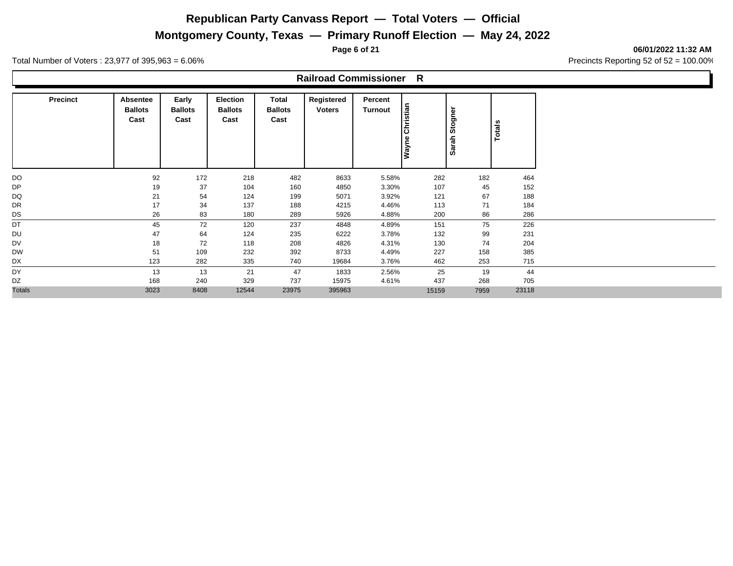# Republican Party Canvass Report — Total Voters — Official

## Montgomery County, Texas — Primary Runoff Election — May 24, 2022

06/01/2022 11:32 AM

Total Number of Voters : 23,977 of 395,963 = 6.06%

Precincts Reporting 52 of 52 = 100.00%

### Railroad Commissioner R

| Precinct | Absentee Ballots Cast | Early Ballots Cast | Election Ballots Cast | Total Ballots Cast | Registered Voters | Percent Turnout | Wayne Christian | Sarah Stogner | Totals |
|---|---|---|---|---|---|---|---|---|---|
| DO | 92 | 172 | 218 | 482 | 8633 | 5.58% | 282 | 182 | 464 |
| DP | 19 | 37 | 104 | 160 | 4850 | 3.30% | 107 | 45 | 152 |
| DQ | 21 | 54 | 124 | 199 | 5071 | 3.92% | 121 | 67 | 188 |
| DR | 17 | 34 | 137 | 188 | 4215 | 4.46% | 113 | 71 | 184 |
| DS | 26 | 83 | 180 | 289 | 5926 | 4.88% | 200 | 86 | 286 |
| DT | 45 | 72 | 120 | 237 | 4848 | 4.89% | 151 | 75 | 226 |
| DU | 47 | 64 | 124 | 235 | 6222 | 3.78% | 132 | 99 | 231 |
| DV | 18 | 72 | 118 | 208 | 4826 | 4.31% | 130 | 74 | 204 |
| DW | 51 | 109 | 232 | 392 | 8733 | 4.49% | 227 | 158 | 385 |
| DX | 123 | 282 | 335 | 740 | 19684 | 3.76% | 462 | 253 | 715 |
| DY | 13 | 13 | 21 | 47 | 1833 | 2.56% | 25 | 19 | 44 |
| DZ | 168 | 240 | 329 | 737 | 15975 | 4.61% | 437 | 268 | 705 |
| Totals | 3023 | 8408 | 12544 | 23975 | 395963 | | 15159 | 7959 | 23118 |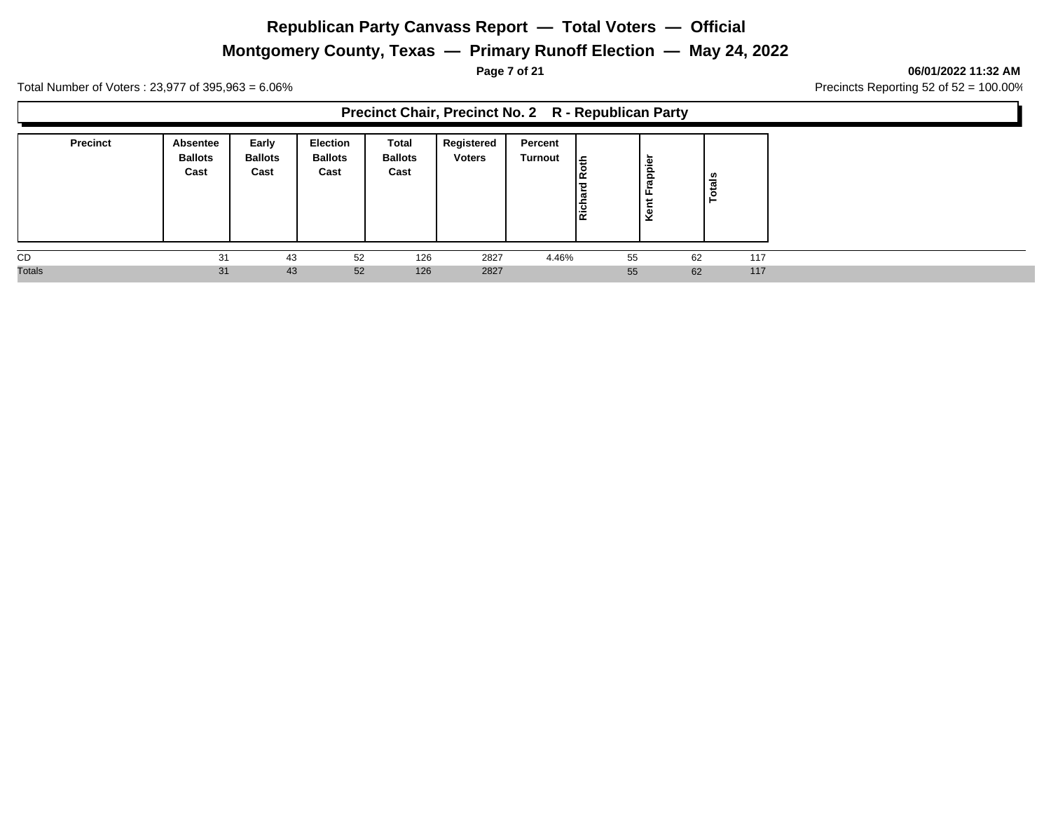# Republican Party Canvass Report — Total Voters — Official

## Montgomery County, Texas — Primary Runoff Election — May 24, 2022

06/01/2022 11:32 AM

Total Number of Voters : 23,977 of 395,963 = 6.06%

Precincts Reporting 52 of 52 = 100.00%

### Precinct Chair, Precinct No. 2 R - Republican Party

| Precinct | Absentee Ballots Cast | Early Ballots Cast | Election Ballots Cast | Total Ballots Cast | Registered Voters | Percent Turnout | Richard Roth | Kent Frappier | Totals |
|---|---|---|---|---|---|---|---|---|---|
| CD | 31 | 43 | 52 | 126 | 2827 | 4.46% | 55 | 62 | 117 |
| Totals | 31 | 43 | 52 | 126 | 2827 | | 55 | 62 | 117 |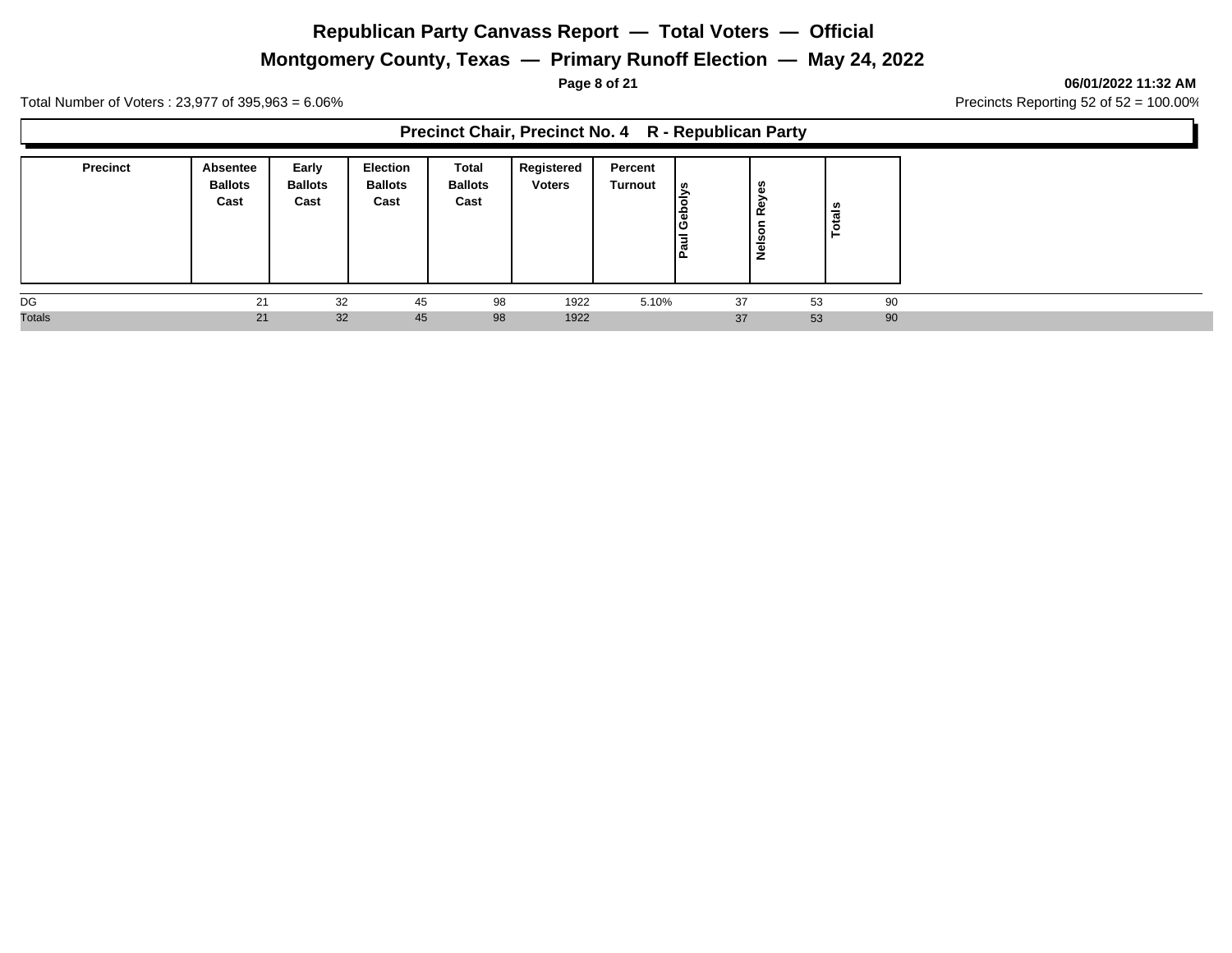# Republican Party Canvass Report — Total Voters — Official

## Montgomery County, Texas — Primary Runoff Election — May 24, 2022

06/01/2022 11:32 AM

Total Number of Voters : 23,977 of 395,963 = 6.06%

Precincts Reporting 52 of 52 = 100.00%

### Precinct Chair, Precinct No. 4 R - Republican Party

| Precinct | Absentee Ballots Cast | Early Ballots Cast | Election Ballots Cast | Total Ballots Cast | Registered Voters | Percent Turnout | Paul Gebolys | Nelson Reyes | Totals |
|---|---|---|---|---|---|---|---|---|---|
| DG | 21 | 32 | 45 | 98 | 1922 | 5.10% | 37 | 53 | 90 |
| Totals | 21 | 32 | 45 | 98 | 1922 | | 37 | 53 | 90 |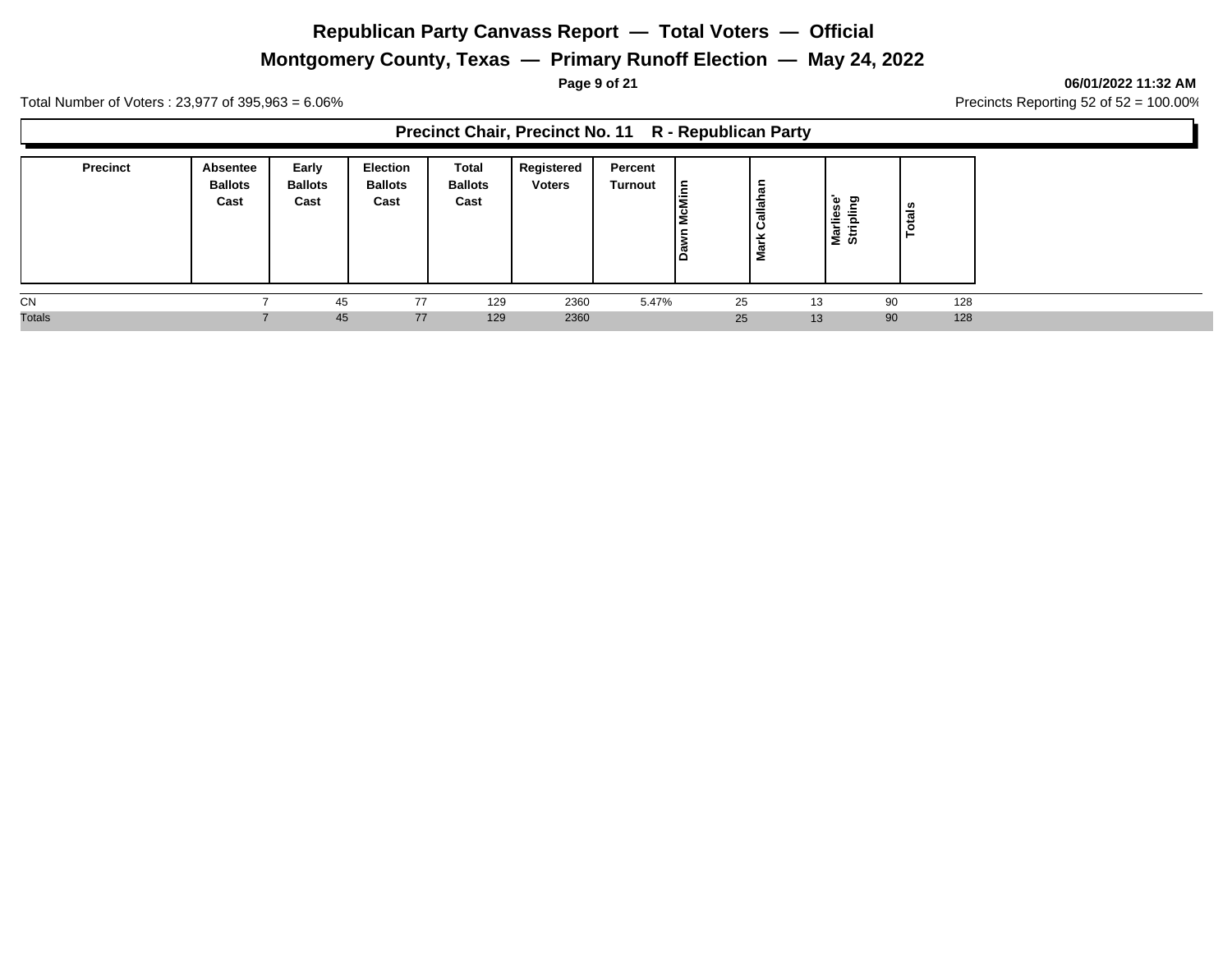# Republican Party Canvass Report — Total Voters — Official

## Montgomery County, Texas — Primary Runoff Election — May 24, 2022

06/01/2022 11:32 AM

Total Number of Voters : 23,977 of 395,963 = 6.06%

Precincts Reporting 52 of 52 = 100.00%

### Precinct Chair, Precinct No. 11 R - Republican Party

| Precinct | Absentee Ballots Cast | Early Ballots Cast | Election Ballots Cast | Total Ballots Cast | Registered Voters | Percent Turnout | Dawn McMinn | Mark Callahan | Marliese' Stripling | Totals |
|---|---|---|---|---|---|---|---|---|---|---|
| CN | 7 | 45 | 77 | 129 | 2360 | 5.47% | 25 | 13 | 90 | 128 |
| Totals | 7 | 45 | 77 | 129 | 2360 | | 25 | 13 | 90 | 128 |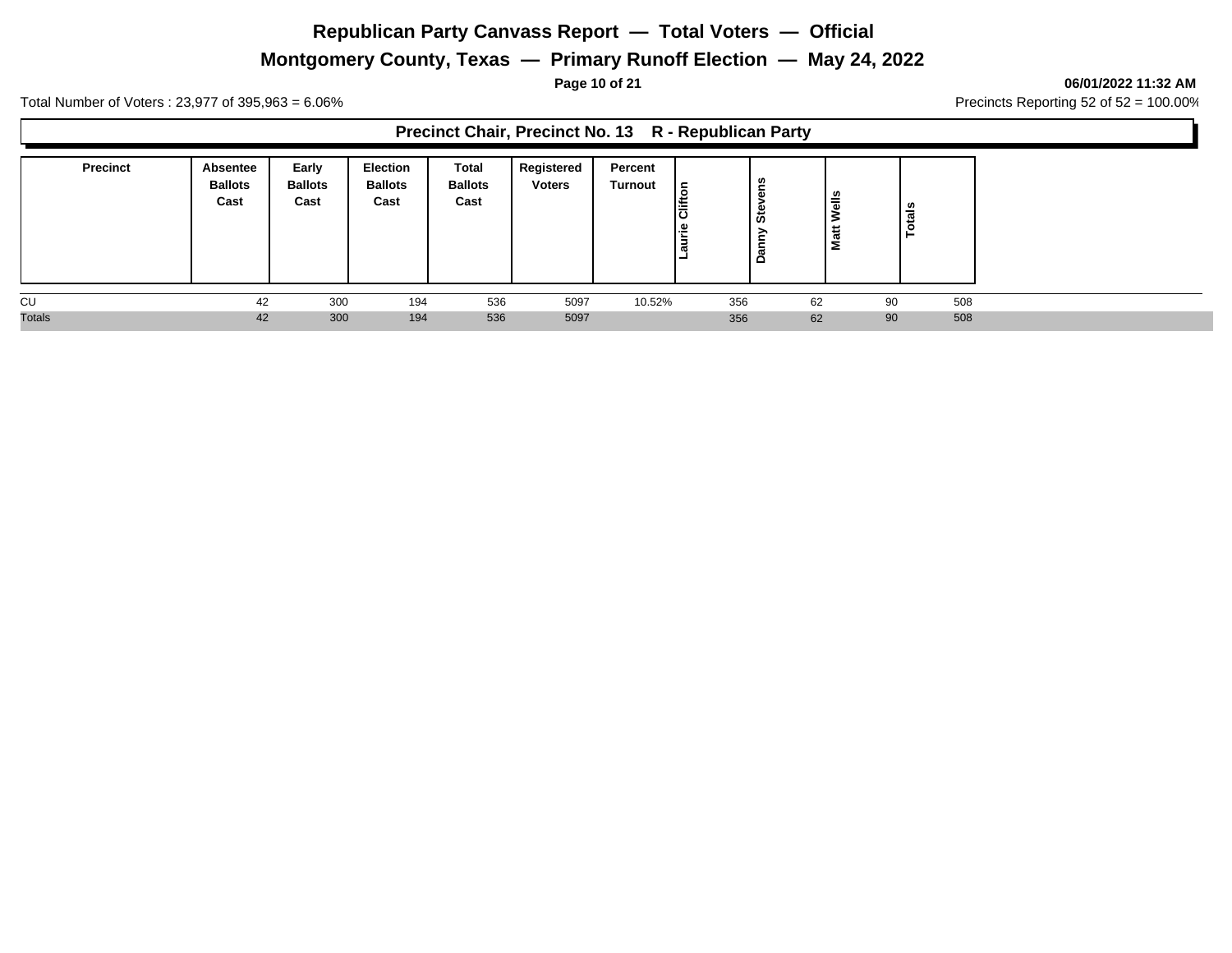# Republican Party Canvass Report — Total Voters — Official

## Montgomery County, Texas — Primary Runoff Election — May 24, 2022

06/01/2022 11:32 AM

Total Number of Voters : 23,977 of 395,963 = 6.06%

Precincts Reporting 52 of 52 = 100.00%

### Precinct Chair, Precinct No. 13 R - Republican Party

| Precinct | Absentee Ballots Cast | Early Ballots Cast | Election Ballots Cast | Total Ballots Cast | Registered Voters | Percent Turnout | Laurie Clifton | Danny Stevens | Matt Wells | Totals |
|---|---|---|---|---|---|---|---|---|---|---|
| CU | 42 | 300 | 194 | 536 | 5097 | 10.52% | 356 | 62 | 90 | 508 |
| Totals | 42 | 300 | 194 | 536 | 5097 | | 356 | 62 | 90 | 508 |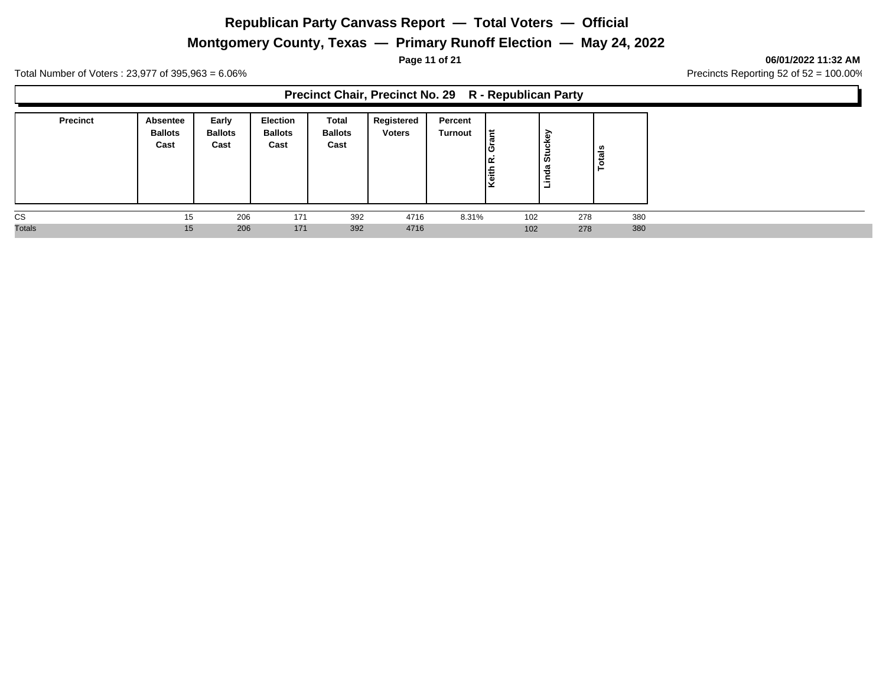# Republican Party Canvass Report — Total Voters — Official

## Montgomery County, Texas — Primary Runoff Election — May 24, 2022

06/01/2022 11:32 AM

Total Number of Voters : 23,977 of 395,963 = 6.06%

Precincts Reporting 52 of 52 = 100.00%

### Precinct Chair, Precinct No. 29 R - Republican Party

| Precinct | Absentee Ballots Cast | Early Ballots Cast | Election Ballots Cast | Total Ballots Cast | Registered Voters | Percent Turnout | Keith R. Grant | Linda Stuckey | Totals |
|---|---|---|---|---|---|---|---|---|---|
| CS | 15 | 206 | 171 | 392 | 4716 | 8.31% | 102 | 278 | 380 |
| Totals | 15 | 206 | 171 | 392 | 4716 | | 102 | 278 | 380 |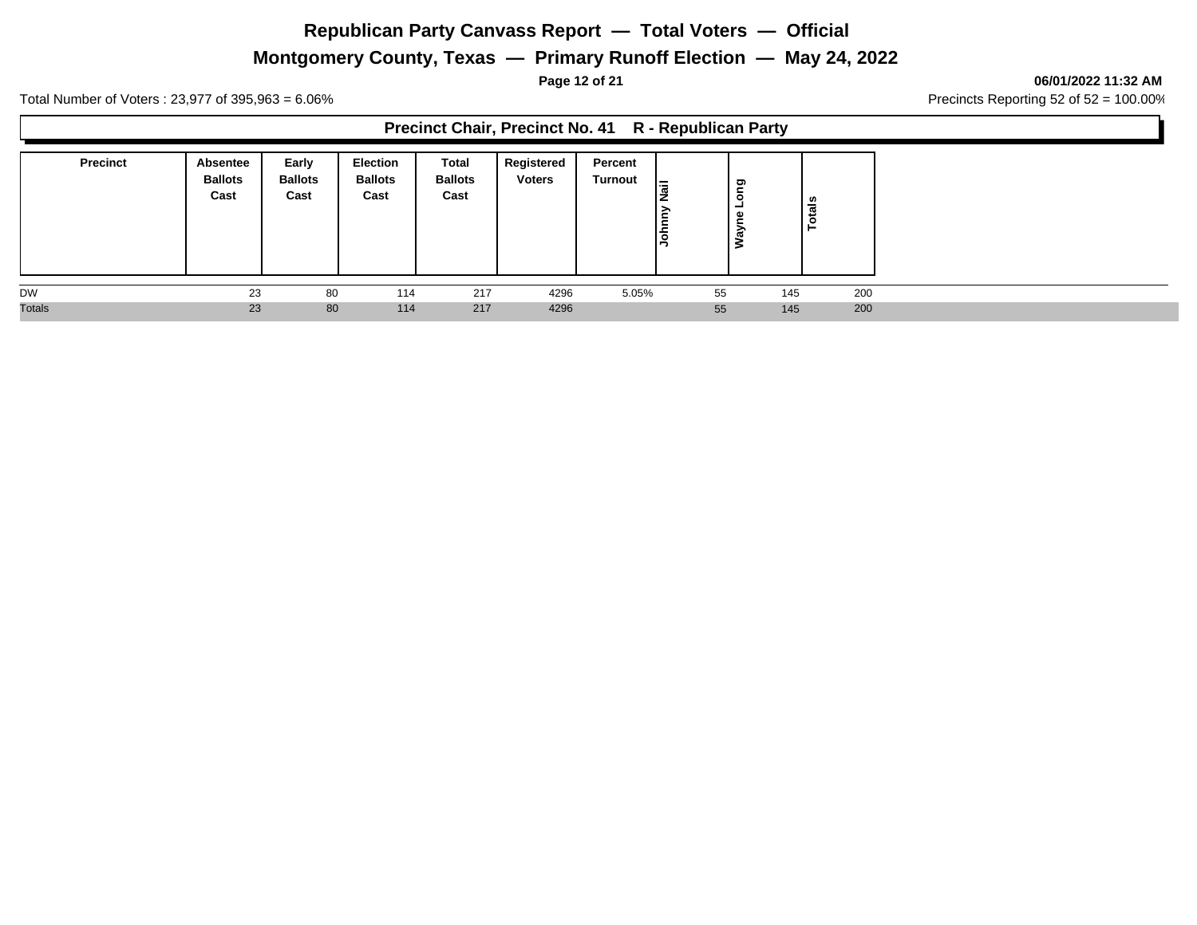# Republican Party Canvass Report — Total Voters — Official

## Montgomery County, Texas — Primary Runoff Election — May 24, 2022

06/01/2022 11:32 AM

Total Number of Voters : 23,977 of 395,963 = 6.06%

Precincts Reporting 52 of 52 = 100.00%

### Precinct Chair, Precinct No. 41 R - Republican Party

| Precinct | Absentee Ballots Cast | Early Ballots Cast | Election Ballots Cast | Total Ballots Cast | Registered Voters | Percent Turnout | Johnny Nail | Wayne Long | Totals |
|---|---|---|---|---|---|---|---|---|---|
| DW | 23 | 80 | 114 | 217 | 4296 | 5.05% | 55 | 145 | 200 |
| Totals | 23 | 80 | 114 | 217 | 4296 | | 55 | 145 | 200 |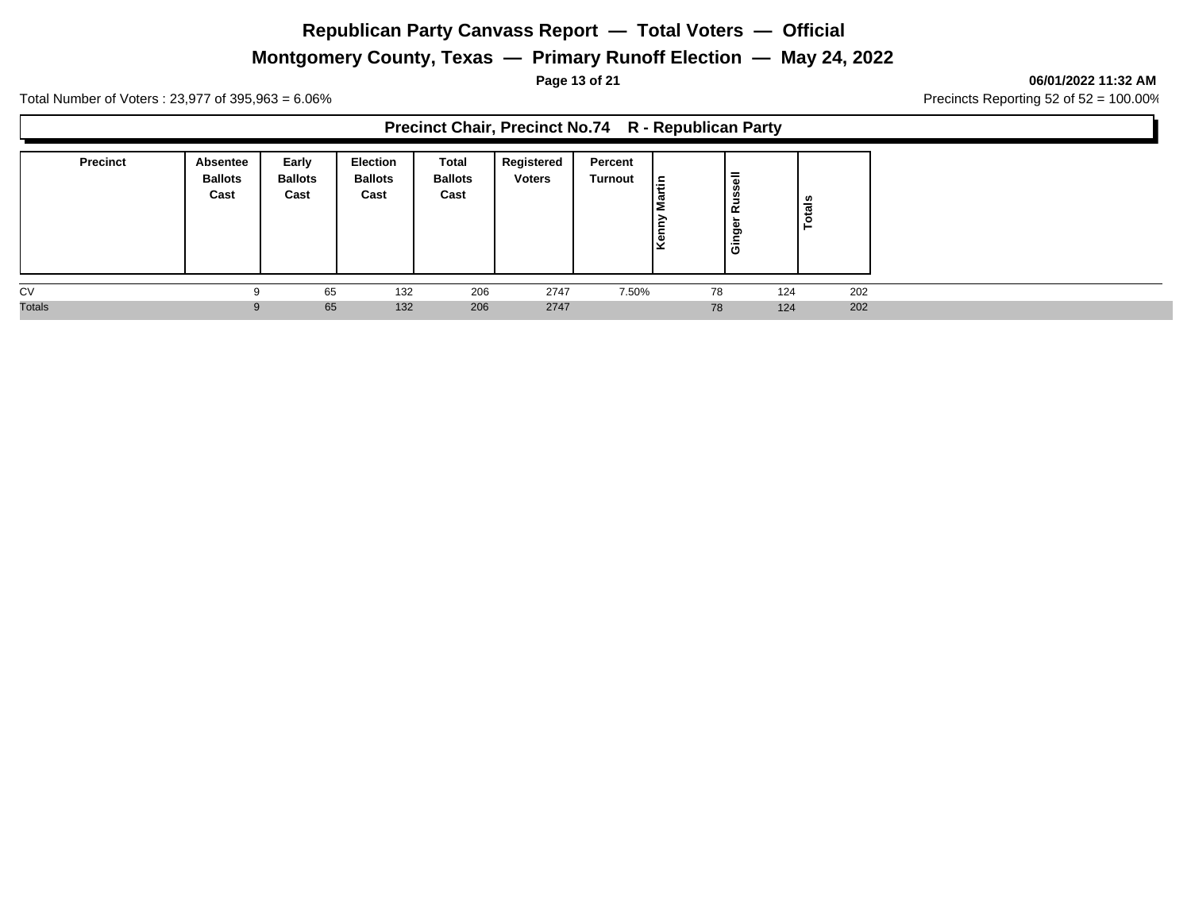# Republican Party Canvass Report — Total Voters — Official

## Montgomery County, Texas — Primary Runoff Election — May 24, 2022

**06/01/2022 11:32 AM**

Total Number of Voters : 23,977 of 395,963 = 6.06%

Precincts Reporting 52 of 52 = 100.00%

### Precinct Chair, Precinct No.74 R - Republican Party

| Precinct | Absentee Ballots Cast | Early Ballots Cast | Election Ballots Cast | Total Ballots Cast | Registered Voters | Percent Turnout | Kenny Martin | Ginger Russell | Totals |
|---|---|---|---|---|---|---|---|---|---|
| CV | 9 | 65 | 132 | 206 | 2747 | 7.50% | 78 | 124 | 202 |
| Totals | 9 | 65 | 132 | 206 | 2747 | | 78 | 124 | 202 |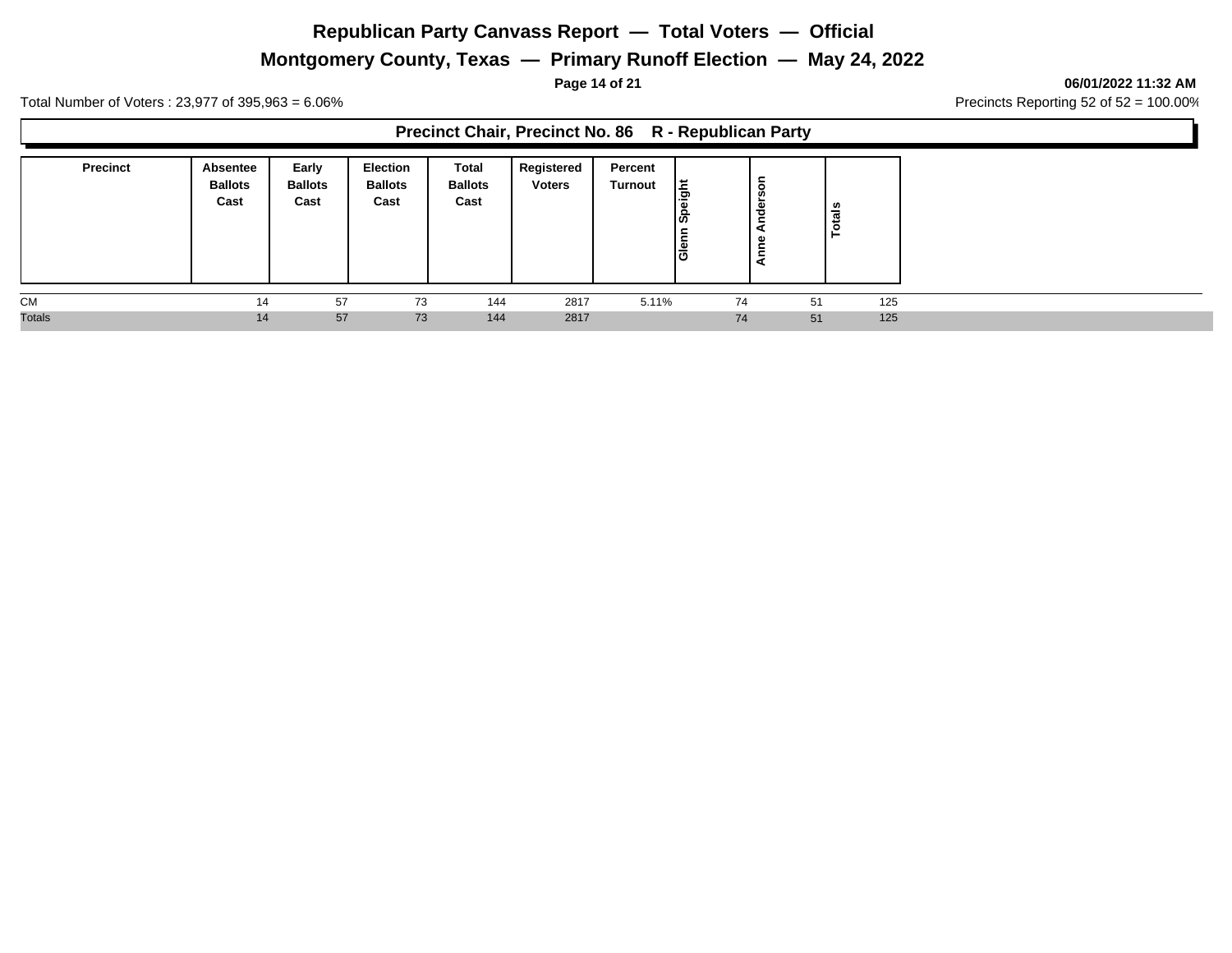# Republican Party Canvass Report — Total Voters — Official

## Montgomery County, Texas — Primary Runoff Election — May 24, 2022

06/01/2022 11:32 AM

Total Number of Voters : 23,977 of 395,963 = 6.06%

Precincts Reporting 52 of 52 = 100.00%

### Precinct Chair, Precinct No. 86 R - Republican Party

| Precinct | Absentee Ballots Cast | Early Ballots Cast | Election Ballots Cast | Total Ballots Cast | Registered Voters | Percent Turnout | Glenn Speight | Anne Anderson | Totals |
|---|---|---|---|---|---|---|---|---|---|
| CM | 14 | 57 | 73 | 144 | 2817 | 5.11% | 74 | 51 | 125 |
| Totals | 14 | 57 | 73 | 144 | 2817 | | 74 | 51 | 125 |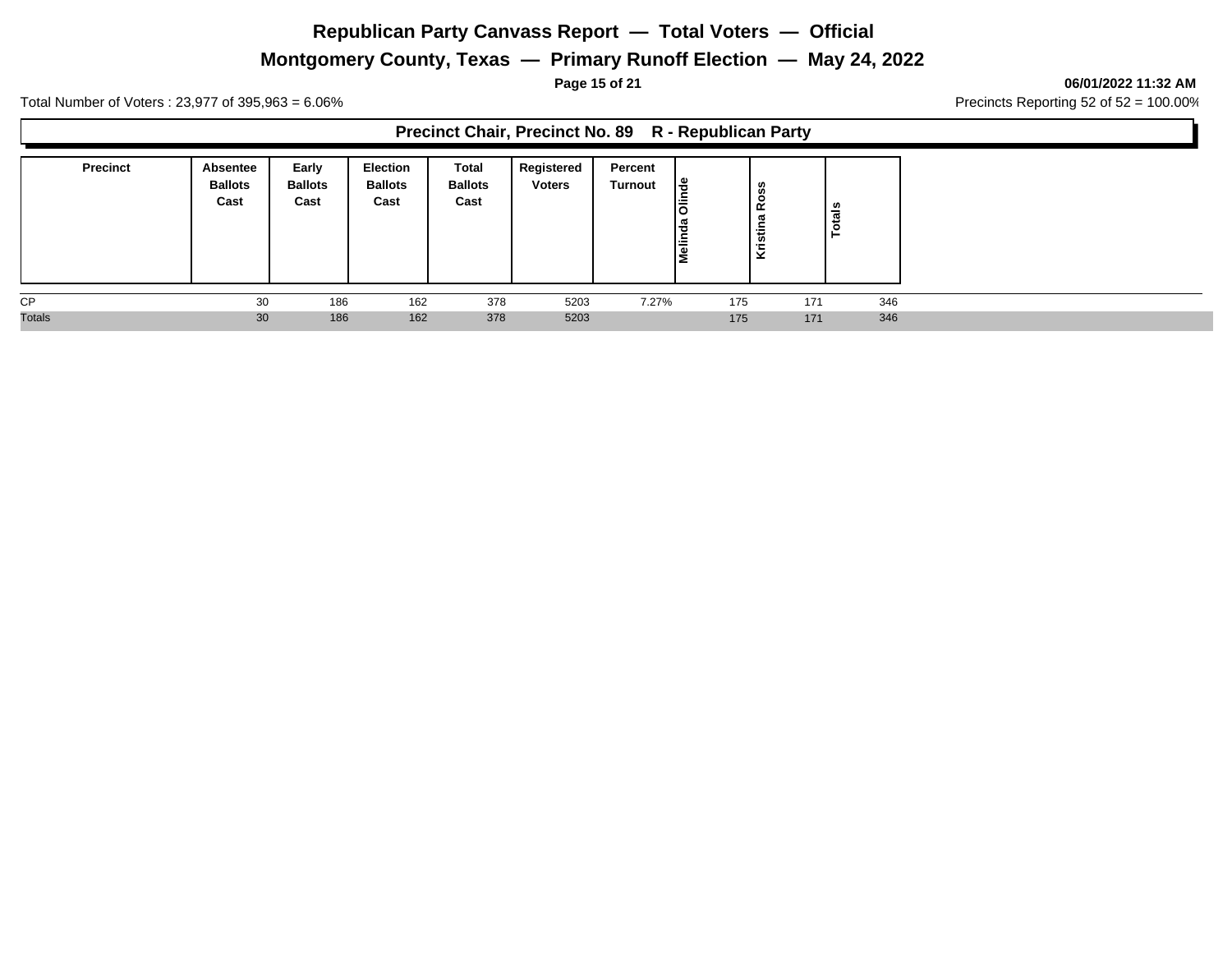# Republican Party Canvass Report — Total Voters — Official

## Montgomery County, Texas — Primary Runoff Election — May 24, 2022

06/01/2022 11:32 AM

Total Number of Voters : 23,977 of 395,963 = 6.06%

Precincts Reporting 52 of 52 = 100.00%

### Precinct Chair, Precinct No. 89 R - Republican Party

| Precinct | Absentee Ballots Cast | Early Ballots Cast | Election Ballots Cast | Total Ballots Cast | Registered Voters | Percent Turnout | Melinda Olinde | Kristina Ross | Totals |
|---|---|---|---|---|---|---|---|---|---|
| CP | 30 | 186 | 162 | 378 | 5203 | 7.27% | 175 | 171 | 346 |
| Totals | 30 | 186 | 162 | 378 | 5203 | | 175 | 171 | 346 |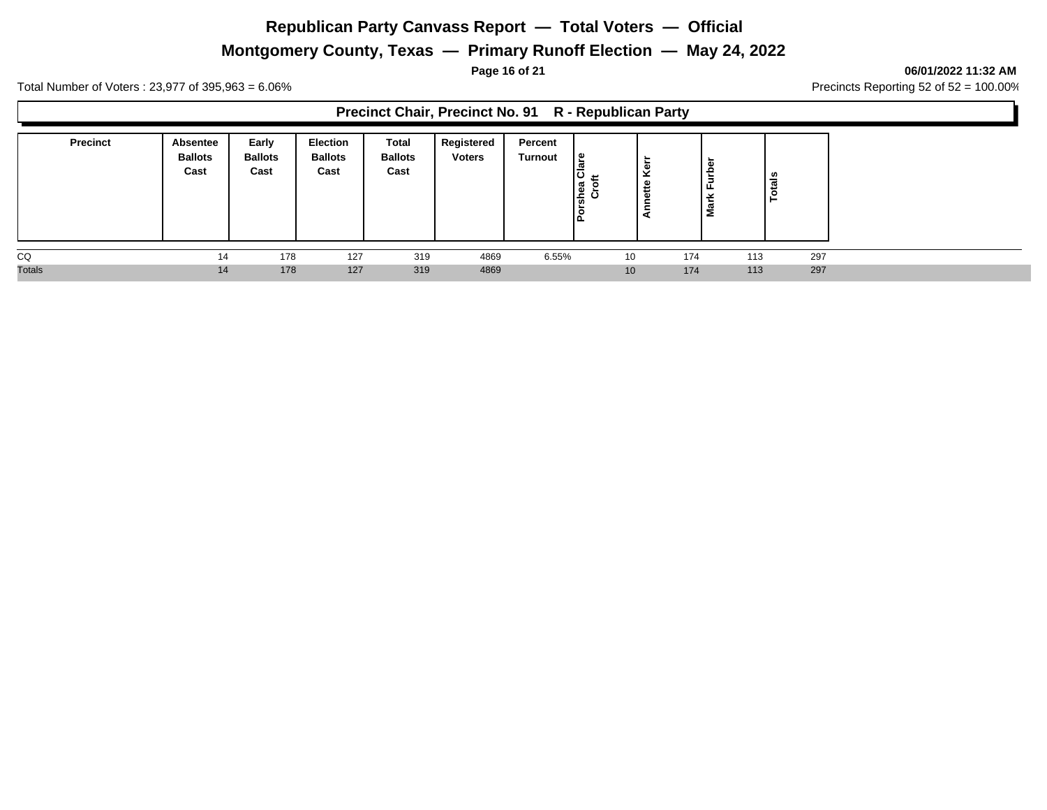# Republican Party Canvass Report — Total Voters — Official

## Montgomery County, Texas — Primary Runoff Election — May 24, 2022

06/01/2022 11:32 AM

Total Number of Voters : 23,977 of 395,963 = 6.06%

Precincts Reporting 52 of 52 = 100.00%

### Precinct Chair, Precinct No. 91 R - Republican Party

| Precinct | Absentee Ballots Cast | Early Ballots Cast | Election Ballots Cast | Total Ballots Cast | Registered Voters | Percent Turnout | Porshea Clare Croft | Annette Kerr | Mark Furber | Totals |
|---|---|---|---|---|---|---|---|---|---|---|
| CQ | 14 | 178 | 127 | 319 | 4869 | 6.55% | 10 | 174 | 113 | 297 |
| Totals | 14 | 178 | 127 | 319 | 4869 | | 10 | 174 | 113 | 297 |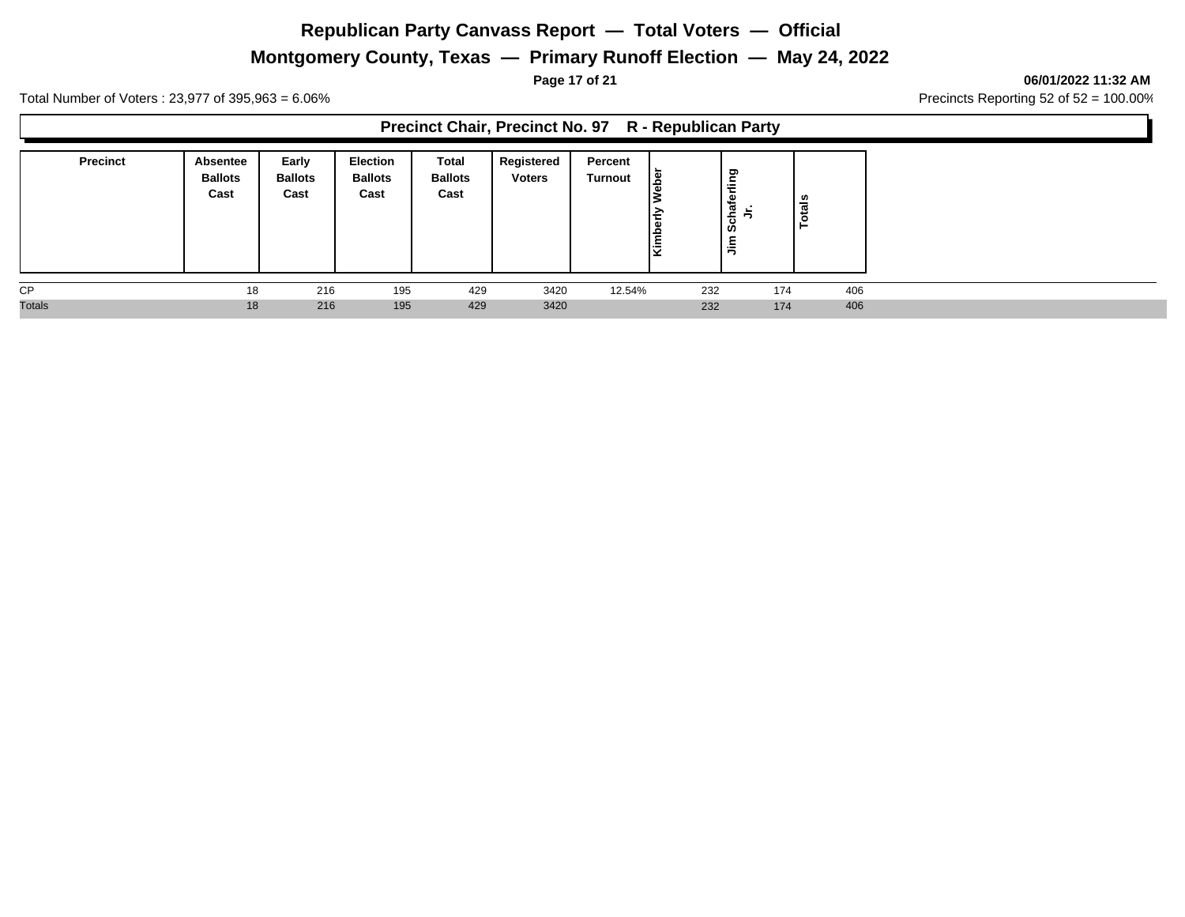# Republican Party Canvass Report — Total Voters — Official

## Montgomery County, Texas — Primary Runoff Election — May 24, 2022

06/01/2022 11:32 AM

Total Number of Voters : 23,977 of 395,963 = 6.06%

Precincts Reporting 52 of 52 = 100.00%

### Precinct Chair, Precinct No. 97 R - Republican Party

| Precinct | Absentee Ballots Cast | Early Ballots Cast | Election Ballots Cast | Total Ballots Cast | Registered Voters | Percent Turnout | Kimberly Weber | Jim Schaferling Jr. | Totals |
|---|---|---|---|---|---|---|---|---|---|
| CP | 18 | 216 | 195 | 429 | 3420 | 12.54% | 232 | 174 | 406 |
| Totals | 18 | 216 | 195 | 429 | 3420 | | 232 | 174 | 406 |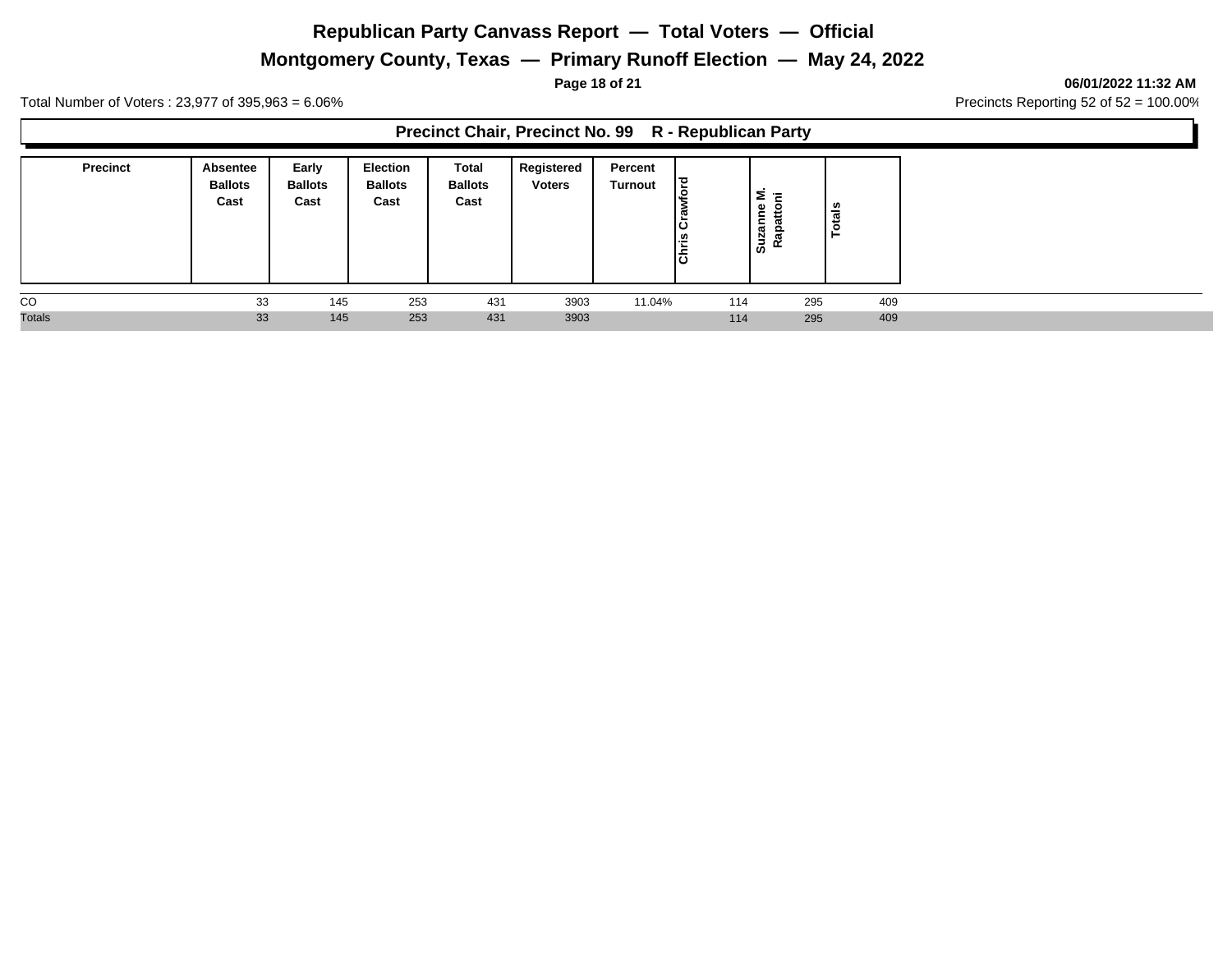# Republican Party Canvass Report — Total Voters — Official

## Montgomery County, Texas — Primary Runoff Election — May 24, 2022

06/01/2022 11:32 AM

Total Number of Voters : 23,977 of 395,963 = 6.06%

Precincts Reporting 52 of 52 = 100.00%

### Precinct Chair, Precinct No. 99 R - Republican Party

| Precinct | Absentee Ballots Cast | Early Ballots Cast | Election Ballots Cast | Total Ballots Cast | Registered Voters | Percent Turnout | Chris Crawford | Suzanne M. Rapattoni | Totals |
|---|---|---|---|---|---|---|---|---|---|
| CO | 33 | 145 | 253 | 431 | 3903 | 11.04% | 114 | 295 | 409 |
| Totals | 33 | 145 | 253 | 431 | 3903 | | 114 | 295 | 409 |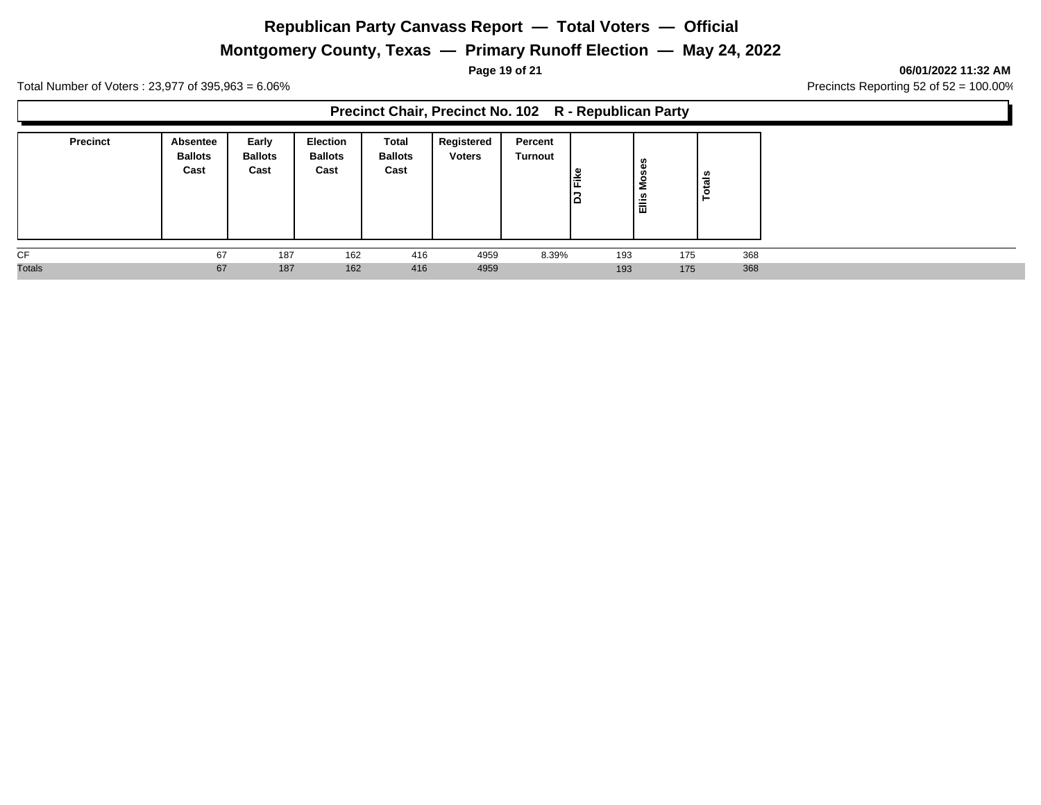# Republican Party Canvass Report — Total Voters — Official

## Montgomery County, Texas — Primary Runoff Election — May 24, 2022

**06/01/2022 11:32 AM**

Total Number of Voters : 23,977 of 395,963 = 6.06%

Precincts Reporting 52 of 52 = 100.00%

### Precinct Chair, Precinct No. 102 R - Republican Party

| Precinct | Absentee Ballots Cast | Early Ballots Cast | Election Ballots Cast | Total Ballots Cast | Registered Voters | Percent Turnout | DJ Fike | Ellis Moses | Totals |
|---|---|---|---|---|---|---|---|---|---|
| CF | 67 | 187 | 162 | 416 | 4959 | 8.39% | 193 | 175 | 368 |
| Totals | 67 | 187 | 162 | 416 | 4959 | | 193 | 175 | 368 |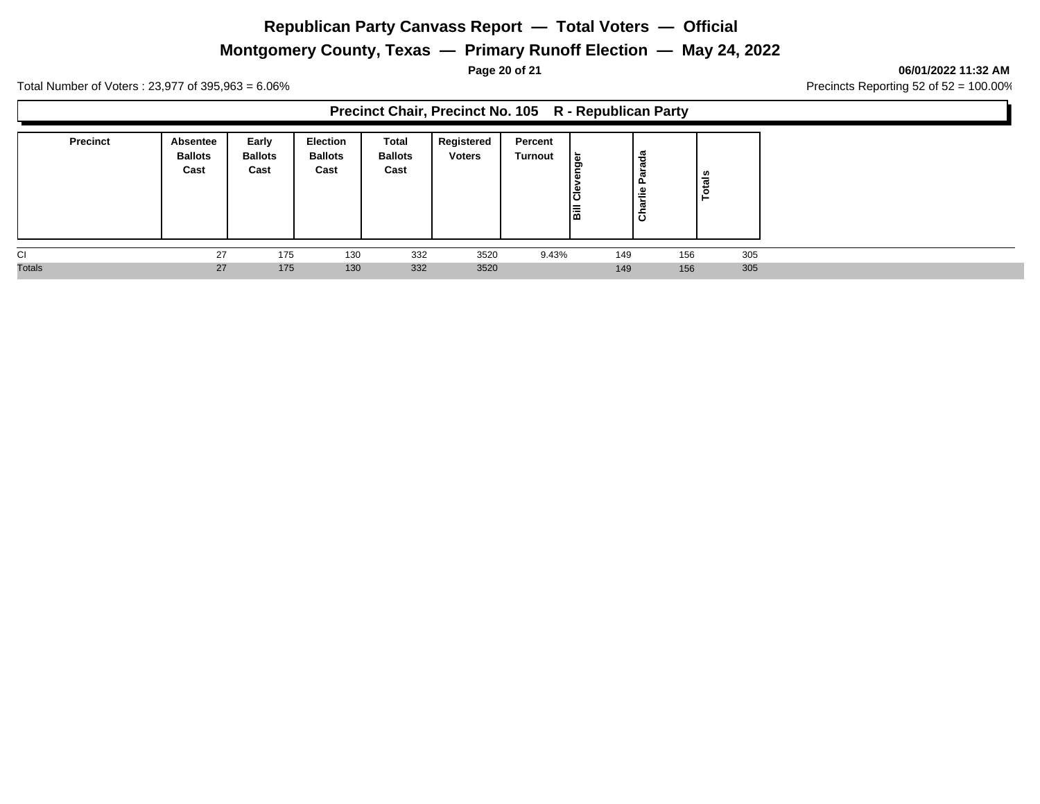# Republican Party Canvass Report — Total Voters — Official

## Montgomery County, Texas — Primary Runoff Election — May 24, 2022

**06/01/2022 11:32 AM**

Total Number of Voters : 23,977 of 395,963 = 6.06%

Precincts Reporting 52 of 52 = 100.00%

### Precinct Chair, Precinct No. 105 R - Republican Party

| Precinct | Absentee Ballots Cast | Early Ballots Cast | Election Ballots Cast | Total Ballots Cast | Registered Voters | Percent Turnout | Bill Clevenger | Charlie Parada | Totals |
|---|---|---|---|---|---|---|---|---|---|
| CI | 27 | 175 | 130 | 332 | 3520 | 9.43% | 149 | 156 | 305 |
| Totals | 27 | 175 | 130 | 332 | 3520 | | 149 | 156 | 305 |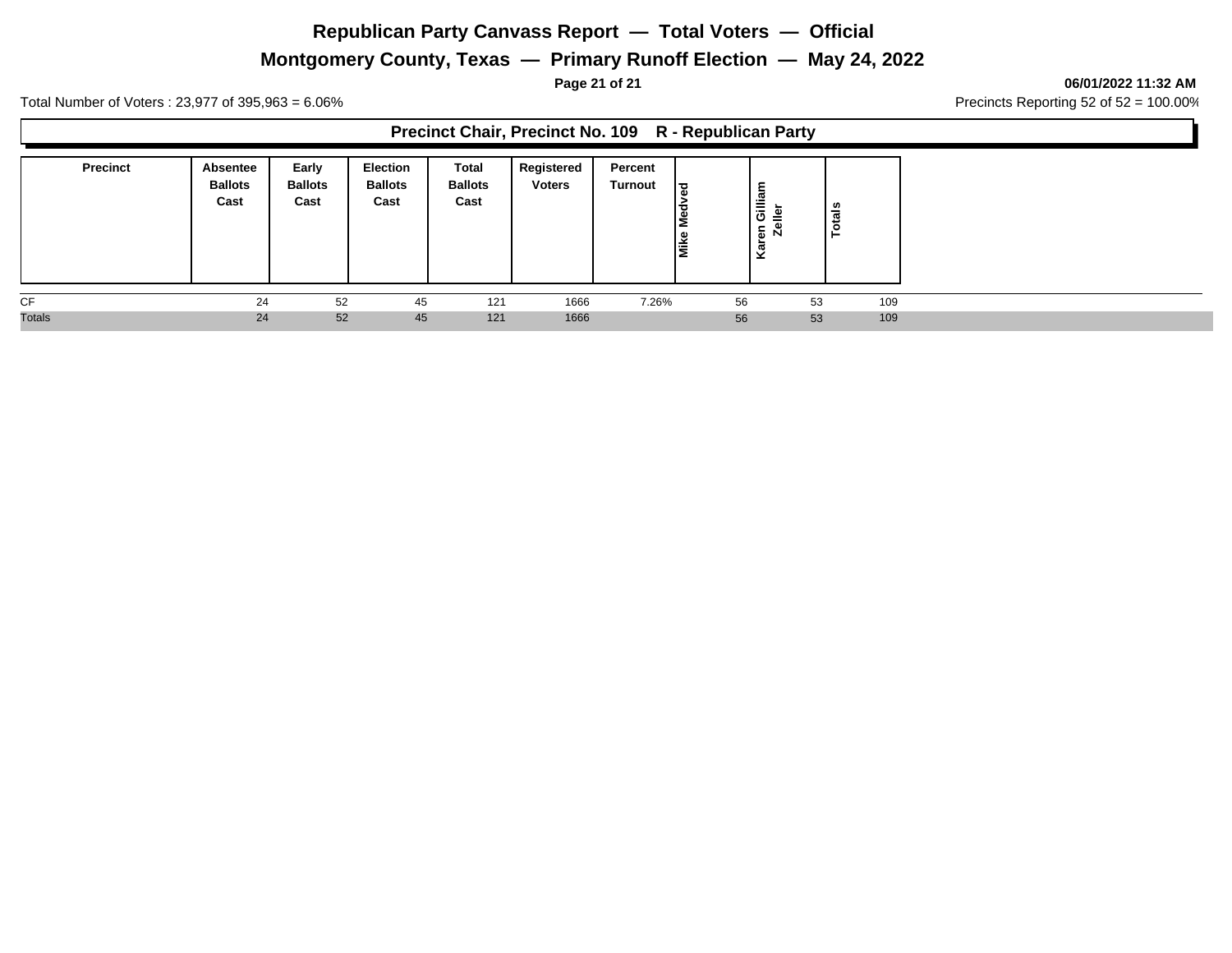# Republican Party Canvass Report — Total Voters — Official

## Montgomery County, Texas — Primary Runoff Election — May 24, 2022

06/01/2022 11:32 AM

Total Number of Voters : 23,977 of 395,963 = 6.06%

Precincts Reporting 52 of 52 = 100.00%

### Precinct Chair, Precinct No. 109 R - Republican Party

| Precinct | Absentee Ballots Cast | Early Ballots Cast | Election Ballots Cast | Total Ballots Cast | Registered Voters | Percent Turnout | Mike Medved | Karen Gilliam Zeller | Totals |
|---|---|---|---|---|---|---|---|---|---|
| CF | 24 | 52 | 45 | 121 | 1666 | 7.26% | 56 | 53 | 109 |
| Totals | 24 | 52 | 45 | 121 | 1666 | | 56 | 53 | 109 |